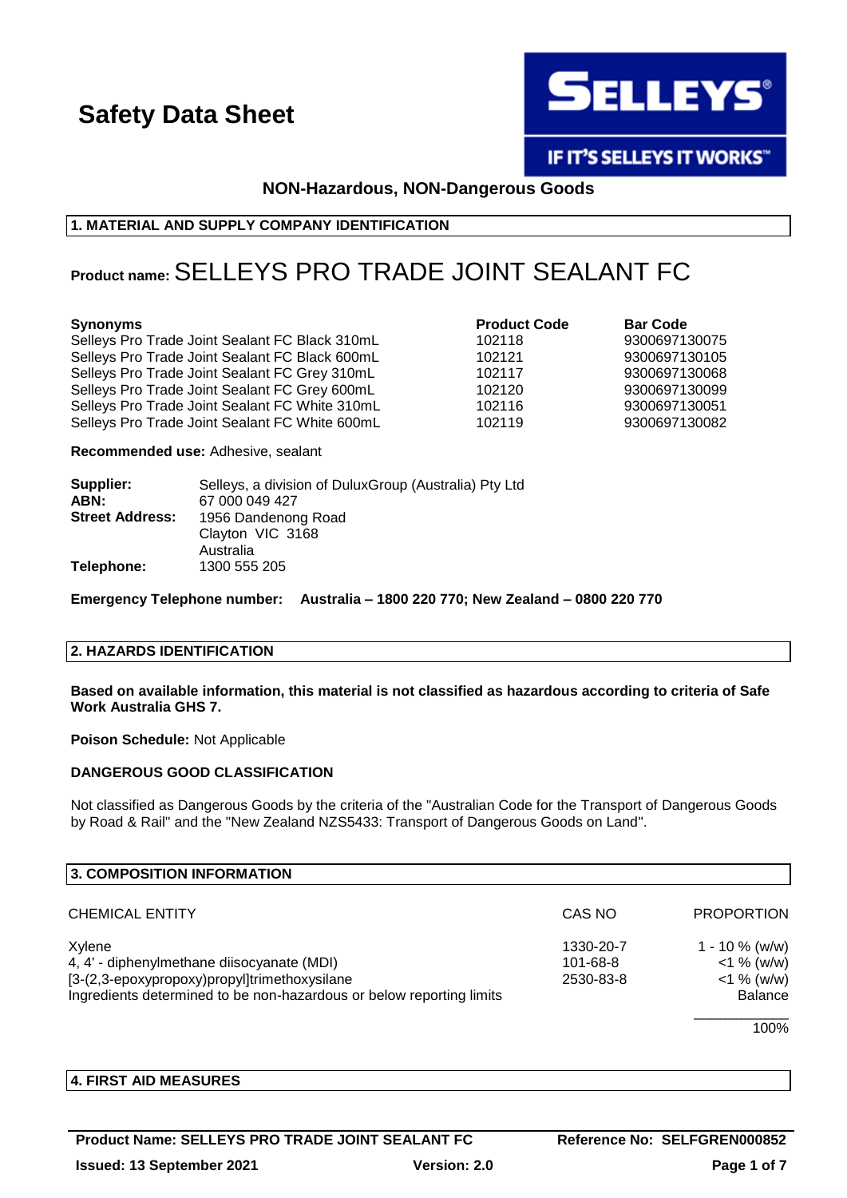# Safety Data Sheet

SELLEYS®

IF IT'S SELLEYS IT WORKS™

**NON-Hazardous, NON-Dangerous Goods**

## 1. MATERIAL AND SUPPLY COMPANY IDENTIFICATION

**Product name:** SELLEYS PRO TRADE JOINT SEALANT FC

| Synonyms | Product Code | Bar Code |
|---|---|---|
| Selleys Pro Trade Joint Sealant FC Black 310mL | 102118 | 9300697130075 |
| Selleys Pro Trade Joint Sealant FC Black 600mL | 102121 | 9300697130105 |
| Selleys Pro Trade Joint Sealant FC Grey 310mL | 102117 | 9300697130068 |
| Selleys Pro Trade Joint Sealant FC Grey 600mL | 102120 | 9300697130099 |
| Selleys Pro Trade Joint Sealant FC White 310mL | 102116 | 9300697130051 |
| Selleys Pro Trade Joint Sealant FC White 600mL | 102119 | 9300697130082 |

**Recommended use:** Adhesive, sealant

**Supplier:** Selleys, a division of DuluxGroup (Australia) Pty Ltd
**ABN:** 67 000 049 427
**Street Address:** 1956 Dandenong Road
Clayton VIC 3168
Australia
**Telephone:** 1300 555 205

**Emergency Telephone number: Australia – 1800 220 770; New Zealand – 0800 220 770**

## 2. HAZARDS IDENTIFICATION

**Based on available information, this material is not classified as hazardous according to criteria of Safe Work Australia GHS 7.**

**Poison Schedule:** Not Applicable

**DANGEROUS GOOD CLASSIFICATION**

Not classified as Dangerous Goods by the criteria of the "Australian Code for the Transport of Dangerous Goods by Road & Rail" and the "New Zealand NZS5433: Transport of Dangerous Goods on Land".

## 3. COMPOSITION INFORMATION

| CHEMICAL ENTITY | CAS NO | PROPORTION |
|---|---|---|
| Xylene | 1330-20-7 | 1 - 10 % (w/w) |
| 4, 4' - diphenylmethane diisocyanate (MDI) | 101-68-8 | <1 % (w/w) |
| [3-(2,3-epoxypropoxy)propyl]trimethoxysilane | 2530-83-8 | <1 % (w/w) |
| Ingredients determined to be non-hazardous or below reporting limits | | Balance |
| | | 100% |

## 4. FIRST AID MEASURES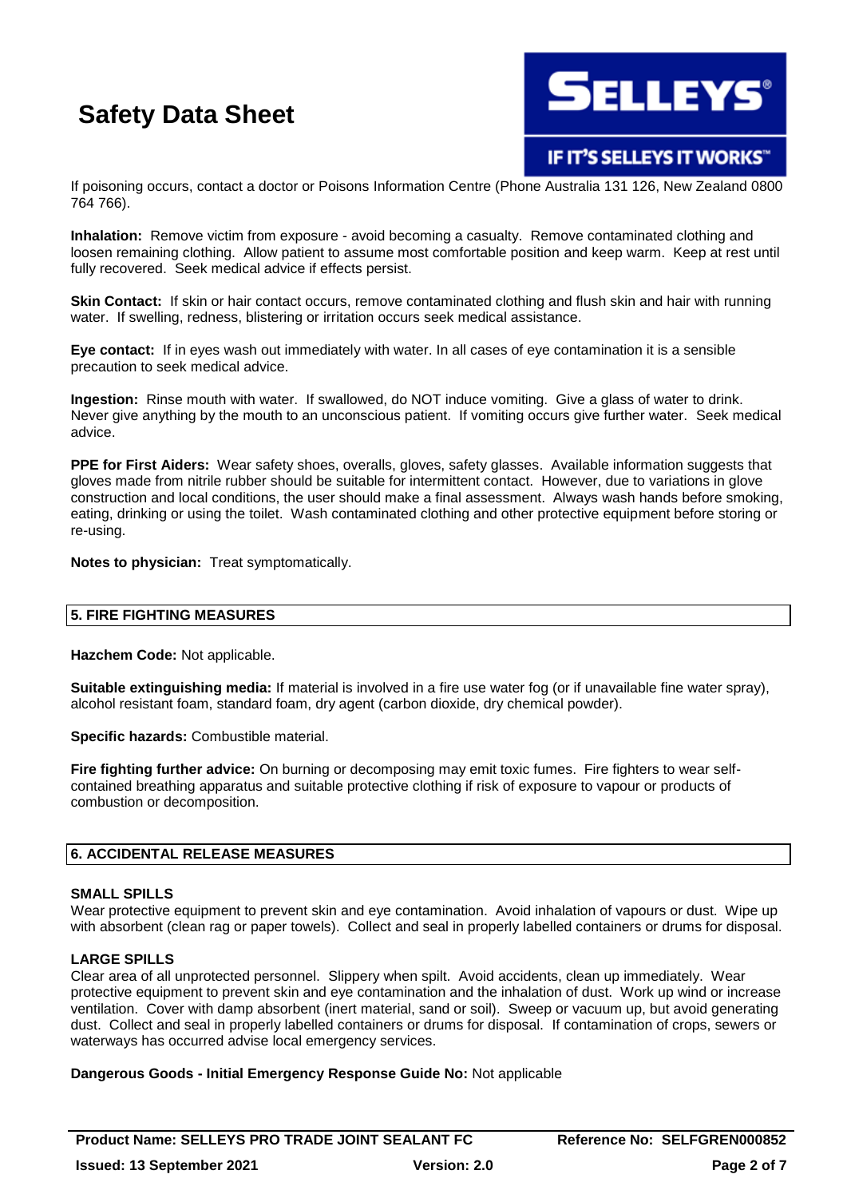If poisoning occurs, contact a doctor or Poisons Information Centre (Phone Australia 131 126, New Zealand 0800 764 766).

**Inhalation:** Remove victim from exposure - avoid becoming a casualty. Remove contaminated clothing and loosen remaining clothing. Allow patient to assume most comfortable position and keep warm. Keep at rest until fully recovered. Seek medical advice if effects persist.

**Skin Contact:** If skin or hair contact occurs, remove contaminated clothing and flush skin and hair with running water. If swelling, redness, blistering or irritation occurs seek medical assistance.

**Eye contact:** If in eyes wash out immediately with water. In all cases of eye contamination it is a sensible precaution to seek medical advice.

**Ingestion:** Rinse mouth with water. If swallowed, do NOT induce vomiting. Give a glass of water to drink. Never give anything by the mouth to an unconscious patient. If vomiting occurs give further water. Seek medical advice.

**PPE for First Aiders:** Wear safety shoes, overalls, gloves, safety glasses. Available information suggests that gloves made from nitrile rubber should be suitable for intermittent contact. However, due to variations in glove construction and local conditions, the user should make a final assessment. Always wash hands before smoking, eating, drinking or using the toilet. Wash contaminated clothing and other protective equipment before storing or re-using.

**Notes to physician:** Treat symptomatically.

## 5. FIRE FIGHTING MEASURES

**Hazchem Code:** Not applicable.

**Suitable extinguishing media:** If material is involved in a fire use water fog (or if unavailable fine water spray), alcohol resistant foam, standard foam, dry agent (carbon dioxide, dry chemical powder).

**Specific hazards:** Combustible material.

**Fire fighting further advice:** On burning or decomposing may emit toxic fumes. Fire fighters to wear self-contained breathing apparatus and suitable protective clothing if risk of exposure to vapour or products of combustion or decomposition.

## 6. ACCIDENTAL RELEASE MEASURES

### SMALL SPILLS

Wear protective equipment to prevent skin and eye contamination. Avoid inhalation of vapours or dust. Wipe up with absorbent (clean rag or paper towels). Collect and seal in properly labelled containers or drums for disposal.

### LARGE SPILLS

Clear area of all unprotected personnel. Slippery when spilt. Avoid accidents, clean up immediately. Wear protective equipment to prevent skin and eye contamination and the inhalation of dust. Work up wind or increase ventilation. Cover with damp absorbent (inert material, sand or soil). Sweep or vacuum up, but avoid generating dust. Collect and seal in properly labelled containers or drums for disposal. If contamination of crops, sewers or waterways has occurred advise local emergency services.

**Dangerous Goods - Initial Emergency Response Guide No:** Not applicable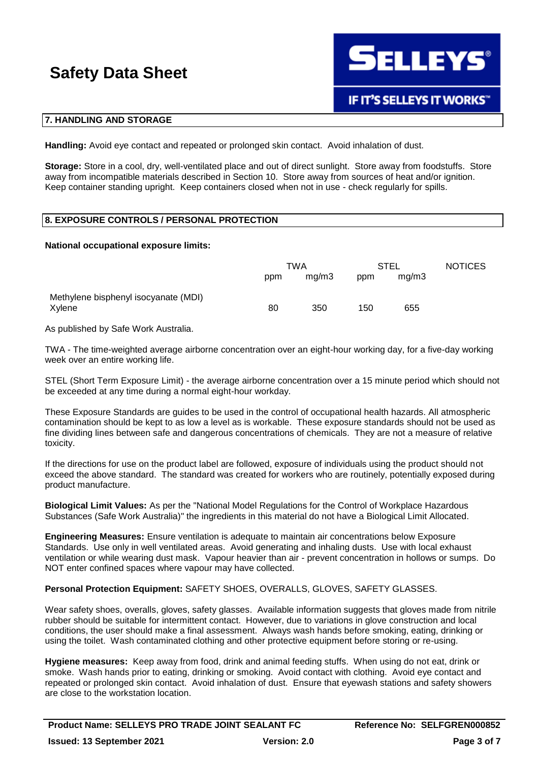## 7. HANDLING AND STORAGE

**Handling:** Avoid eye contact and repeated or prolonged skin contact. Avoid inhalation of dust.

**Storage:** Store in a cool, dry, well-ventilated place and out of direct sunlight. Store away from foodstuffs. Store away from incompatible materials described in Section 10. Store away from sources of heat and/or ignition. Keep container standing upright. Keep containers closed when not in use - check regularly for spills.

## 8. EXPOSURE CONTROLS / PERSONAL PROTECTION

**National occupational exposure limits:**

| | TWA | | STEL | | NOTICES |
|---|---|---|---|---|---|
| | ppm | mg/m3 | ppm | mg/m3 | |
| Methylene bisphenyl isocyanate (MDI) | | | | | |
| Xylene | 80 | 350 | 150 | 655 | |

As published by Safe Work Australia.

TWA - The time-weighted average airborne concentration over an eight-hour working day, for a five-day working week over an entire working life.

STEL (Short Term Exposure Limit) - the average airborne concentration over a 15 minute period which should not be exceeded at any time during a normal eight-hour workday.

These Exposure Standards are guides to be used in the control of occupational health hazards. All atmospheric contamination should be kept to as low a level as is workable. These exposure standards should not be used as fine dividing lines between safe and dangerous concentrations of chemicals. They are not a measure of relative toxicity.

If the directions for use on the product label are followed, exposure of individuals using the product should not exceed the above standard. The standard was created for workers who are routinely, potentially exposed during product manufacture.

**Biological Limit Values:** As per the "National Model Regulations for the Control of Workplace Hazardous Substances (Safe Work Australia)" the ingredients in this material do not have a Biological Limit Allocated.

**Engineering Measures:** Ensure ventilation is adequate to maintain air concentrations below Exposure Standards. Use only in well ventilated areas. Avoid generating and inhaling dusts. Use with local exhaust ventilation or while wearing dust mask. Vapour heavier than air - prevent concentration in hollows or sumps. Do NOT enter confined spaces where vapour may have collected.

**Personal Protection Equipment:** SAFETY SHOES, OVERALLS, GLOVES, SAFETY GLASSES.

Wear safety shoes, overalls, gloves, safety glasses. Available information suggests that gloves made from nitrile rubber should be suitable for intermittent contact. However, due to variations in glove construction and local conditions, the user should make a final assessment. Always wash hands before smoking, eating, drinking or using the toilet. Wash contaminated clothing and other protective equipment before storing or re-using.

**Hygiene measures:** Keep away from food, drink and animal feeding stuffs. When using do not eat, drink or smoke. Wash hands prior to eating, drinking or smoking. Avoid contact with clothing. Avoid eye contact and repeated or prolonged skin contact. Avoid inhalation of dust. Ensure that eyewash stations and safety showers are close to the workstation location.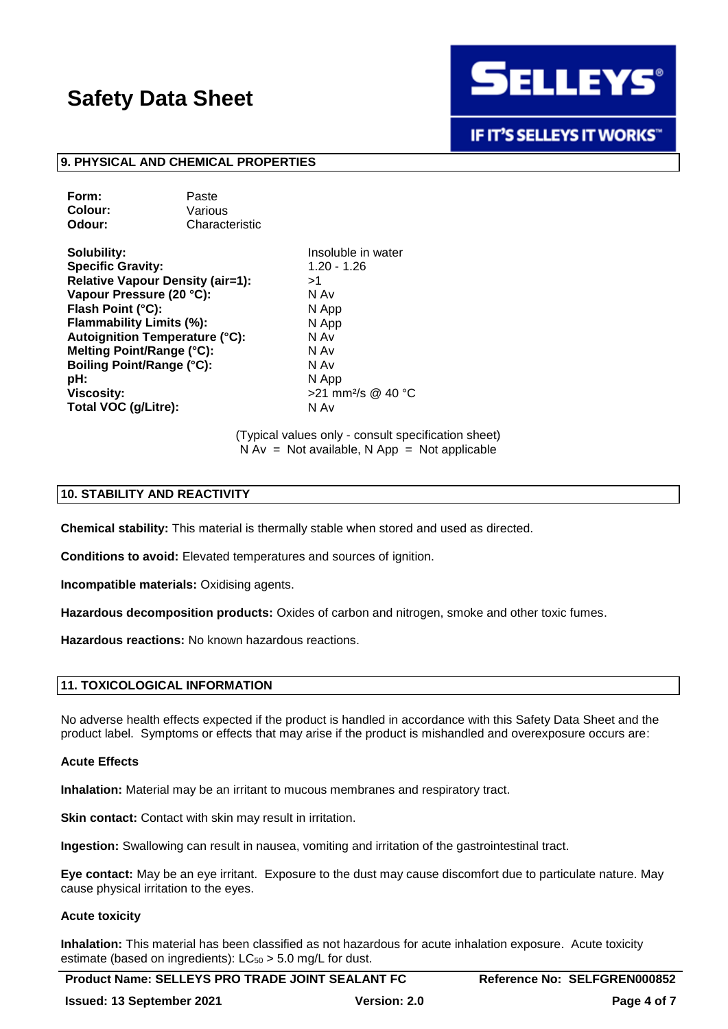## 9. PHYSICAL AND CHEMICAL PROPERTIES

| | |
|---|---|
| **Form:** | Paste |
| **Colour:** | Various |
| **Odour:** | Characteristic |

| | |
|---|---|
| **Solubility:** | Insoluble in water |
| **Specific Gravity:** | 1.20 - 1.26 |
| **Relative Vapour Density (air=1):** | >1 |
| **Vapour Pressure (20 °C):** | N Av |
| **Flash Point (°C):** | N App |
| **Flammability Limits (%):** | N App |
| **Autoignition Temperature (°C):** | N Av |
| **Melting Point/Range (°C):** | N Av |
| **Boiling Point/Range (°C):** | N Av |
| **pH:** | N App |
| **Viscosity:** | >21 $mm^2/s$ @ 40 °C |
| **Total VOC (g/Litre):** | N Av |

(Typical values only - consult specification sheet)
N Av = Not available, N App = Not applicable

## 10. STABILITY AND REACTIVITY

**Chemical stability:** This material is thermally stable when stored and used as directed.

**Conditions to avoid:** Elevated temperatures and sources of ignition.

**Incompatible materials:** Oxidising agents.

**Hazardous decomposition products:** Oxides of carbon and nitrogen, smoke and other toxic fumes.

**Hazardous reactions:** No known hazardous reactions.

## 11. TOXICOLOGICAL INFORMATION

No adverse health effects expected if the product is handled in accordance with this Safety Data Sheet and the product label. Symptoms or effects that may arise if the product is mishandled and overexposure occurs are:

### Acute Effects

**Inhalation:** Material may be an irritant to mucous membranes and respiratory tract.

**Skin contact:** Contact with skin may result in irritation.

**Ingestion:** Swallowing can result in nausea, vomiting and irritation of the gastrointestinal tract.

**Eye contact:** May be an eye irritant. Exposure to the dust may cause discomfort due to particulate nature. May cause physical irritation to the eyes.

### Acute toxicity

**Inhalation:** This material has been classified as not hazardous for acute inhalation exposure. Acute toxicity estimate (based on ingredients): $LC_{50}$ > 5.0 mg/L for dust.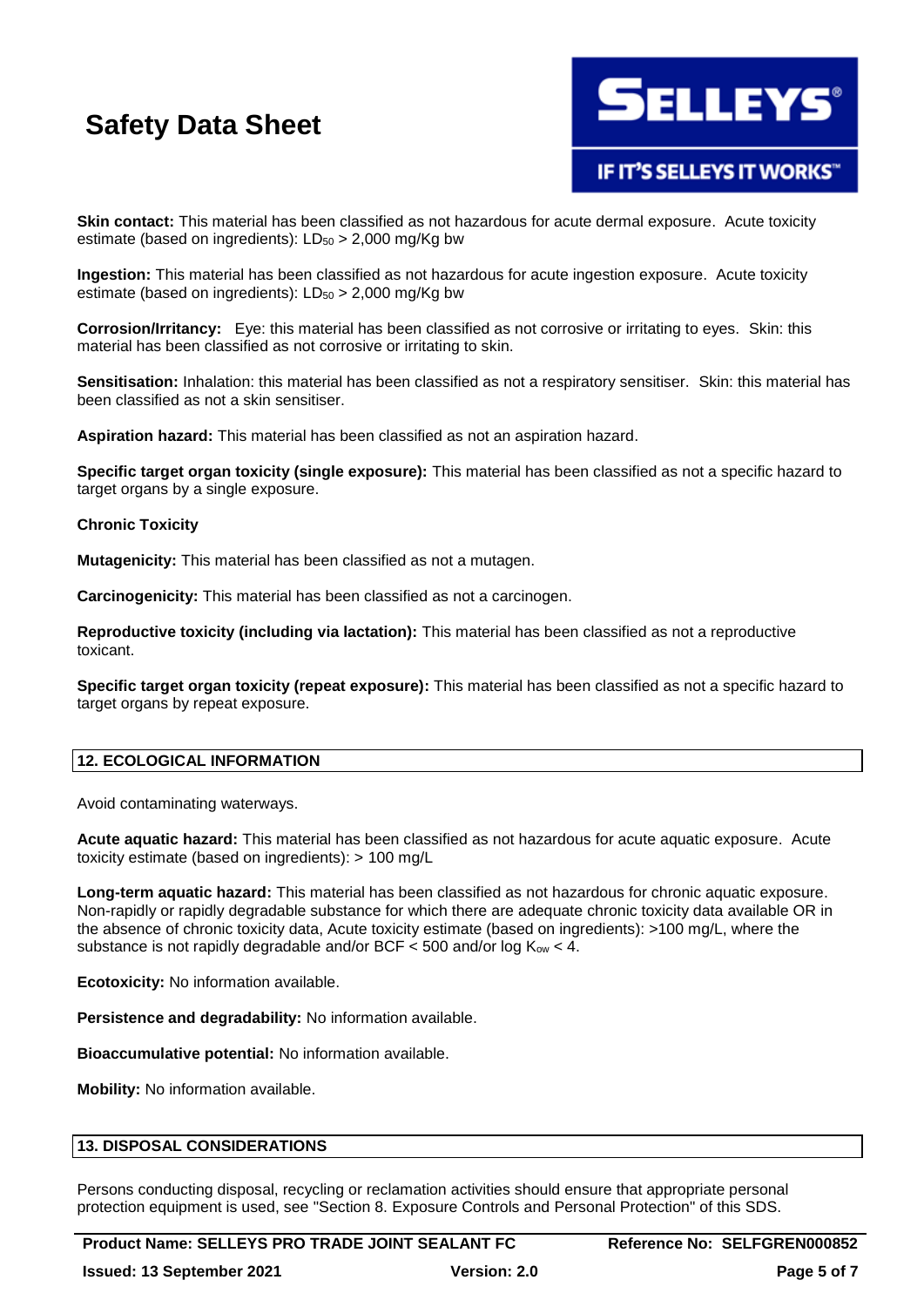**Skin contact:** This material has been classified as not hazardous for acute dermal exposure. Acute toxicity estimate (based on ingredients): $LD_{50}$ > 2,000 mg/Kg bw

**Ingestion:** This material has been classified as not hazardous for acute ingestion exposure. Acute toxicity estimate (based on ingredients): $LD_{50}$ > 2,000 mg/Kg bw

**Corrosion/Irritancy:** Eye: this material has been classified as not corrosive or irritating to eyes. Skin: this material has been classified as not corrosive or irritating to skin.

**Sensitisation:** Inhalation: this material has been classified as not a respiratory sensitiser. Skin: this material has been classified as not a skin sensitiser.

**Aspiration hazard:** This material has been classified as not an aspiration hazard.

**Specific target organ toxicity (single exposure):** This material has been classified as not a specific hazard to target organs by a single exposure.

**Chronic Toxicity**

**Mutagenicity:** This material has been classified as not a mutagen.

**Carcinogenicity:** This material has been classified as not a carcinogen.

**Reproductive toxicity (including via lactation):** This material has been classified as not a reproductive toxicant.

**Specific target organ toxicity (repeat exposure):** This material has been classified as not a specific hazard to target organs by repeat exposure.

## 12. ECOLOGICAL INFORMATION

Avoid contaminating waterways.

**Acute aquatic hazard:** This material has been classified as not hazardous for acute aquatic exposure. Acute toxicity estimate (based on ingredients): > 100 mg/L

**Long-term aquatic hazard:** This material has been classified as not hazardous for chronic aquatic exposure. Non-rapidly or rapidly degradable substance for which there are adequate chronic toxicity data available OR in the absence of chronic toxicity data, Acute toxicity estimate (based on ingredients): >100 mg/L, where the substance is not rapidly degradable and/or BCF < 500 and/or log $K_{ow}$ < 4.

**Ecotoxicity:** No information available.

**Persistence and degradability:** No information available.

**Bioaccumulative potential:** No information available.

**Mobility:** No information available.

## 13. DISPOSAL CONSIDERATIONS

Persons conducting disposal, recycling or reclamation activities should ensure that appropriate personal protection equipment is used, see "Section 8. Exposure Controls and Personal Protection" of this SDS.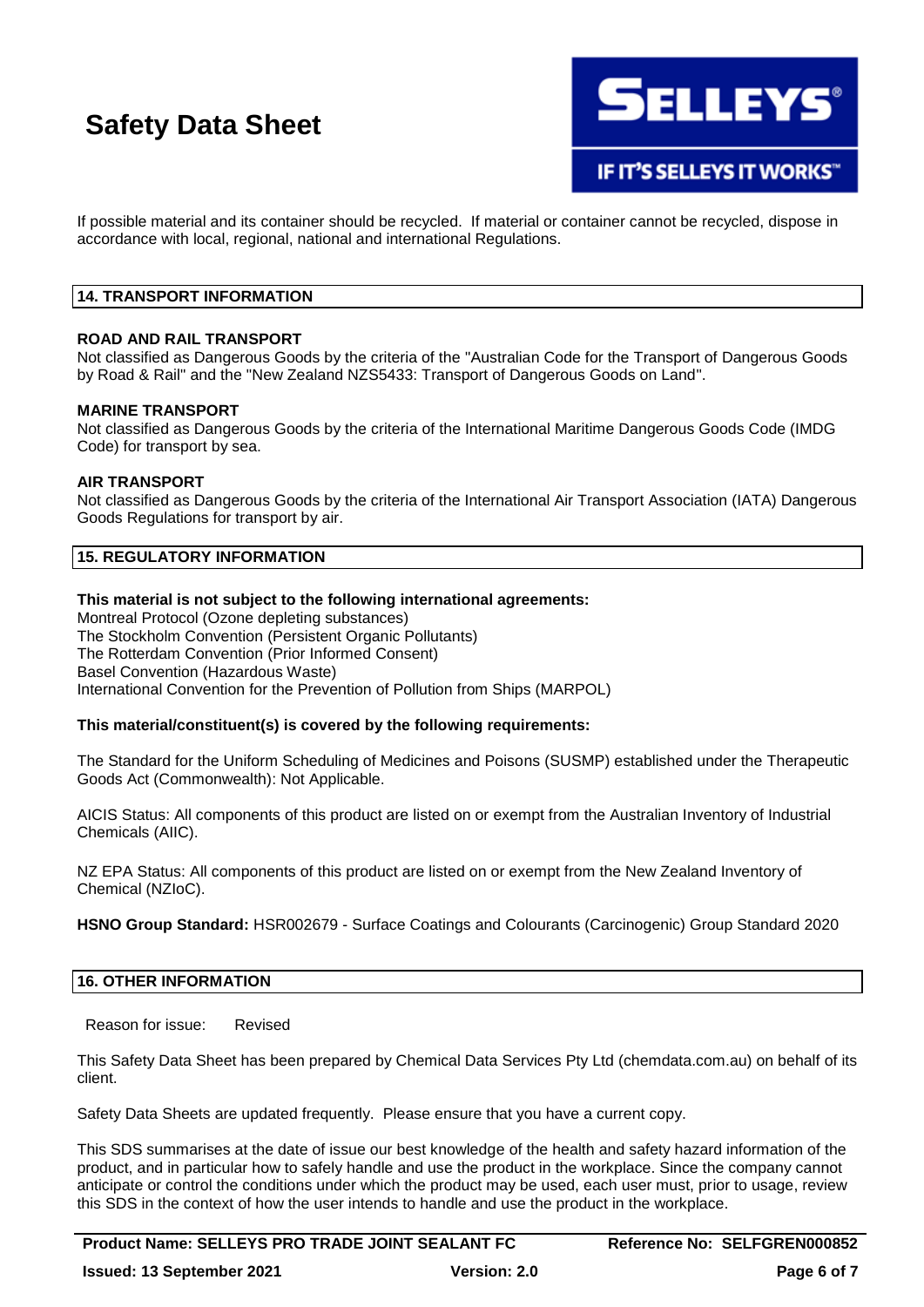If possible material and its container should be recycled. If material or container cannot be recycled, dispose in accordance with local, regional, national and international Regulations.

## 14. TRANSPORT INFORMATION

**ROAD AND RAIL TRANSPORT**
Not classified as Dangerous Goods by the criteria of the "Australian Code for the Transport of Dangerous Goods by Road & Rail" and the "New Zealand NZS5433: Transport of Dangerous Goods on Land".

**MARINE TRANSPORT**
Not classified as Dangerous Goods by the criteria of the International Maritime Dangerous Goods Code (IMDG Code) for transport by sea.

**AIR TRANSPORT**
Not classified as Dangerous Goods by the criteria of the International Air Transport Association (IATA) Dangerous Goods Regulations for transport by air.

## 15. REGULATORY INFORMATION

**This material is not subject to the following international agreements:**
Montreal Protocol (Ozone depleting substances)
The Stockholm Convention (Persistent Organic Pollutants)
The Rotterdam Convention (Prior Informed Consent)
Basel Convention (Hazardous Waste)
International Convention for the Prevention of Pollution from Ships (MARPOL)

**This material/constituent(s) is covered by the following requirements:**

The Standard for the Uniform Scheduling of Medicines and Poisons (SUSMP) established under the Therapeutic Goods Act (Commonwealth): Not Applicable.

AICIS Status: All components of this product are listed on or exempt from the Australian Inventory of Industrial Chemicals (AIIC).

NZ EPA Status: All components of this product are listed on or exempt from the New Zealand Inventory of Chemical (NZIoC).

**HSNO Group Standard:** HSR002679 - Surface Coatings and Colourants (Carcinogenic) Group Standard 2020

## 16. OTHER INFORMATION

Reason for issue: Revised

This Safety Data Sheet has been prepared by Chemical Data Services Pty Ltd (chemdata.com.au) on behalf of its client.

Safety Data Sheets are updated frequently. Please ensure that you have a current copy.

This SDS summarises at the date of issue our best knowledge of the health and safety hazard information of the product, and in particular how to safely handle and use the product in the workplace. Since the company cannot anticipate or control the conditions under which the product may be used, each user must, prior to usage, review this SDS in the context of how the user intends to handle and use the product in the workplace.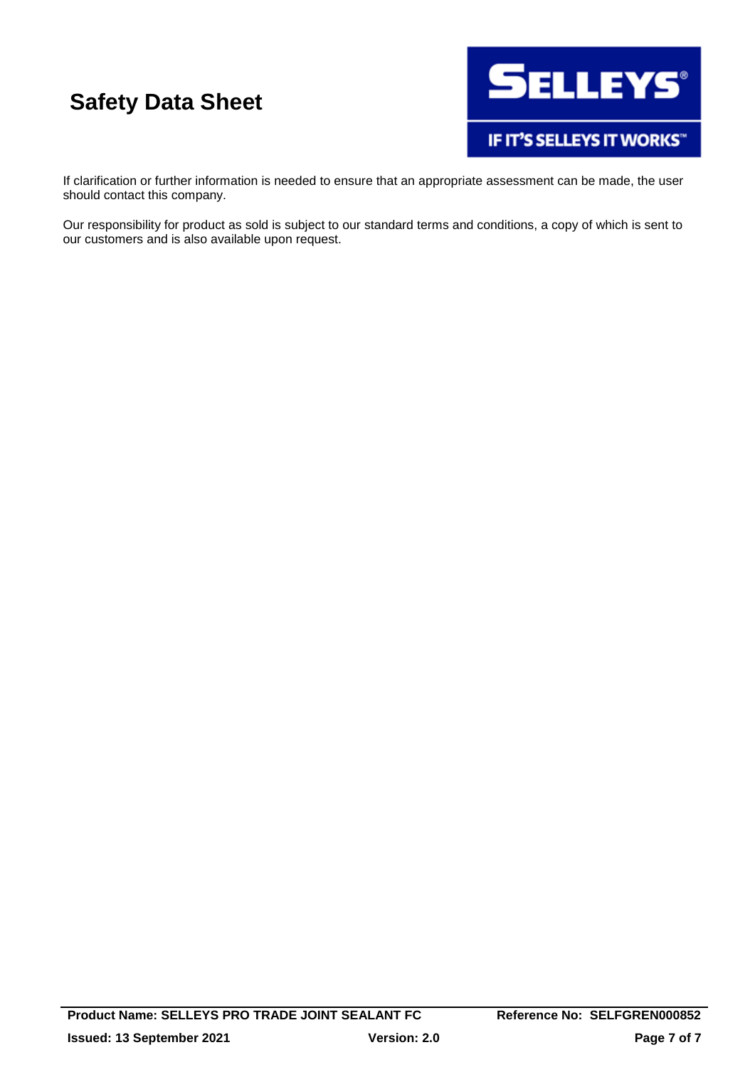If clarification or further information is needed to ensure that an appropriate assessment can be made, the user should contact this company.

Our responsibility for product as sold is subject to our standard terms and conditions, a copy of which is sent to our customers and is also available upon request.